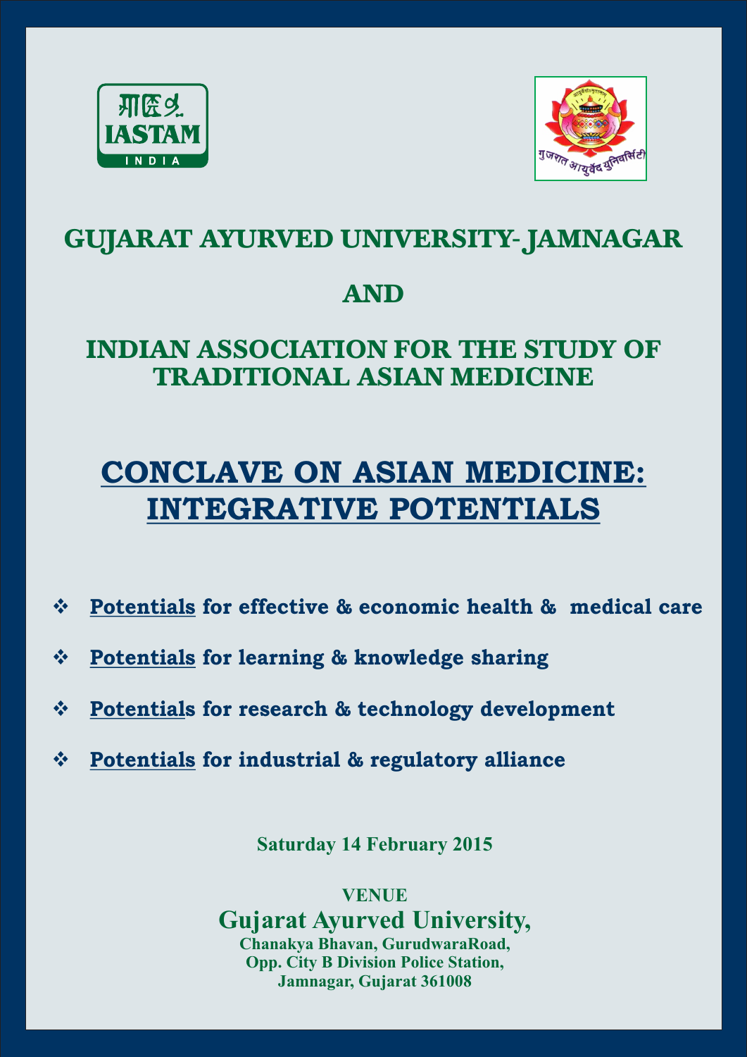## GUJARAT AYURVED UNIVERSITY- JAMNAGAR

## AND

## INDIAN ASSOCIATION FOR THE STUDY OF TRADITIONAL ASIAN MEDICINE

# CONCLAVE ON ASIAN MEDICINE: INTEGRATIVE POTENTIALS

- **Potentials for effective & economic health & medical care**
- **Potentials for learning & knowledge sharing**
- **Potentials for research & technology development**
- **Potentials for industrial & regulatory alliance**

**Saturday 14 February 2015**

**VENUE**

**Gujarat Ayurved University,**
**Chanakya Bhavan, GurudwaraRoad,**
**Opp. City B Division Police Station,**
**Jamnagar, Gujarat 361008**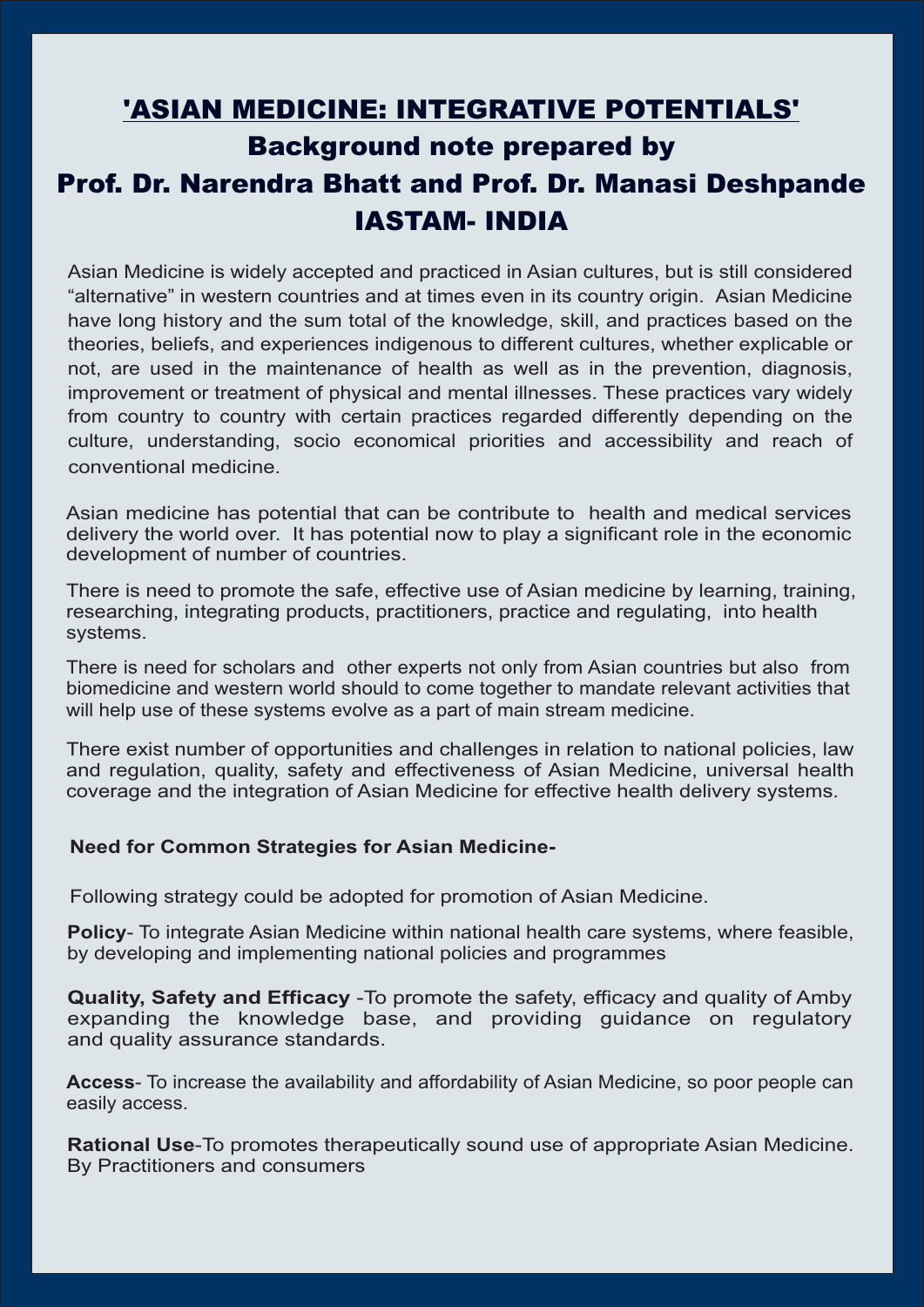# 'ASIAN MEDICINE: INTEGRATIVE POTENTIALS'

## Background note prepared by

## Prof. Dr. Narendra Bhatt and Prof. Dr. Manasi Deshpande

## IASTAM- INDIA

Asian Medicine is widely accepted and practiced in Asian cultures, but is still considered "alternative" in western countries and at times even in its country origin. Asian Medicine have long history and the sum total of the knowledge, skill, and practices based on the theories, beliefs, and experiences indigenous to different cultures, whether explicable or not, are used in the maintenance of health as well as in the prevention, diagnosis, improvement or treatment of physical and mental illnesses. These practices vary widely from country to country with certain practices regarded differently depending on the culture, understanding, socio economical priorities and accessibility and reach of conventional medicine.

Asian medicine has potential that can be contribute to health and medical services delivery the world over. It has potential now to play a significant role in the economic development of number of countries.

There is need to promote the safe, effective use of Asian medicine by learning, training, researching, integrating products, practitioners, practice and regulating, into health systems.

There is need for scholars and other experts not only from Asian countries but also from biomedicine and western world should to come together to mandate relevant activities that will help use of these systems evolve as a part of main stream medicine.

There exist number of opportunities and challenges in relation to national policies, law and regulation, quality, safety and effectiveness of Asian Medicine, universal health coverage and the integration of Asian Medicine for effective health delivery systems.

**Need for Common Strategies for Asian Medicine-**

Following strategy could be adopted for promotion of Asian Medicine.

**Policy**- To integrate Asian Medicine within national health care systems, where feasible, by developing and implementing national policies and programmes

**Quality, Safety and Efficacy** -To promote the safety, efficacy and quality of Amby expanding the knowledge base, and providing guidance on regulatory and quality assurance standards.

**Access**- To increase the availability and affordability of Asian Medicine, so poor people can easily access.

**Rational Use**-To promotes therapeutically sound use of appropriate Asian Medicine. By Practitioners and consumers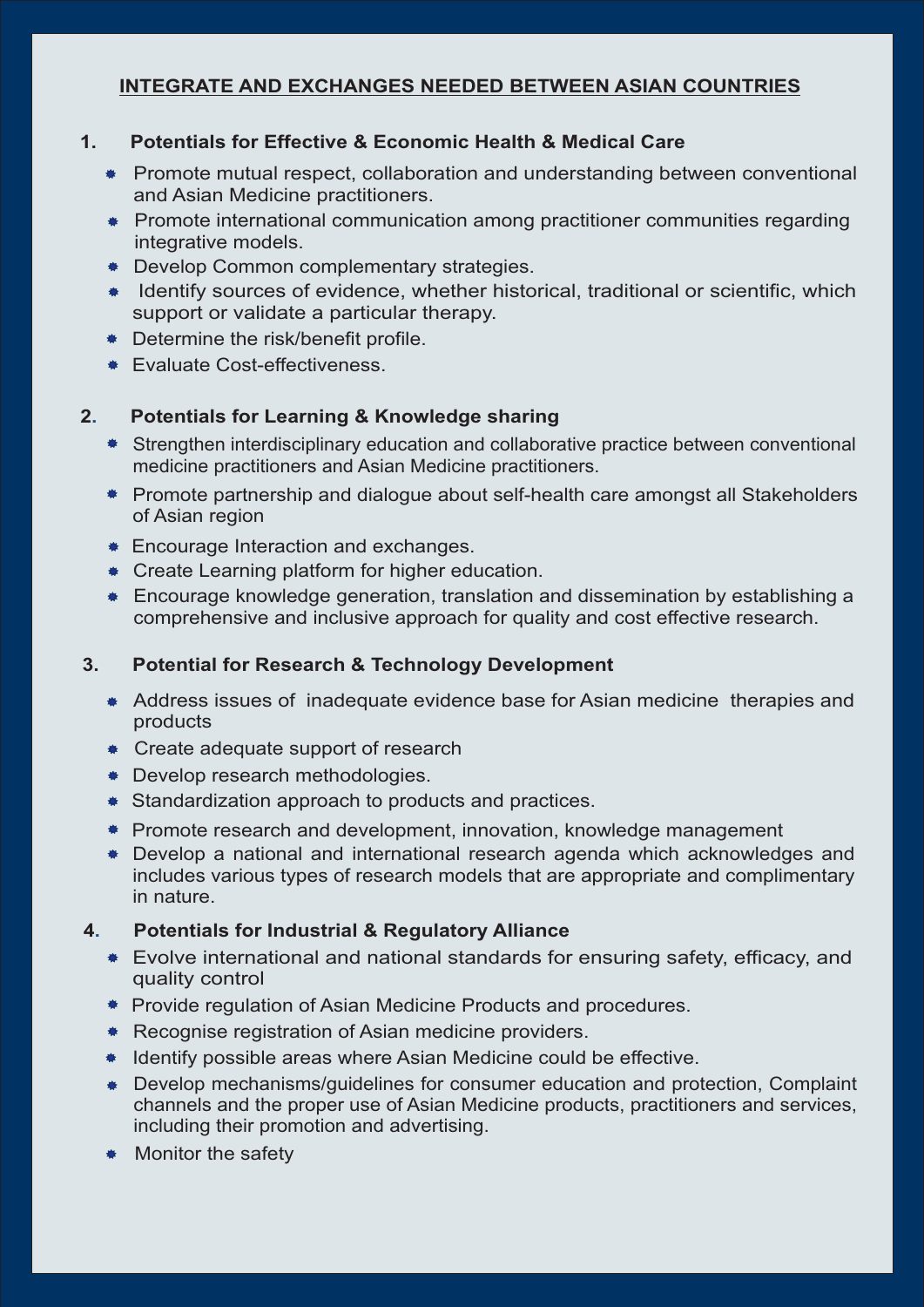## INTEGRATE AND EXCHANGES NEEDED BETWEEN ASIAN COUNTRIES

### 1. Potentials for Effective & Economic Health & Medical Care

- Promote mutual respect, collaboration and understanding between conventional and Asian Medicine practitioners.
- Promote international communication among practitioner communities regarding integrative models.
- Develop Common complementary strategies.
- Identify sources of evidence, whether historical, traditional or scientific, which support or validate a particular therapy.
- Determine the risk/benefit profile.
- Evaluate Cost-effectiveness.

### 2. Potentials for Learning & Knowledge sharing

- Strengthen interdisciplinary education and collaborative practice between conventional medicine practitioners and Asian Medicine practitioners.
- Promote partnership and dialogue about self-health care amongst all Stakeholders of Asian region
- Encourage Interaction and exchanges.
- Create Learning platform for higher education.
- Encourage knowledge generation, translation and dissemination by establishing a comprehensive and inclusive approach for quality and cost effective research.

### 3. Potential for Research & Technology Development

- Address issues of inadequate evidence base for Asian medicine therapies and products
- Create adequate support of research
- Develop research methodologies.
- Standardization approach to products and practices.
- Promote research and development, innovation, knowledge management
- Develop a national and international research agenda which acknowledges and includes various types of research models that are appropriate and complimentary in nature.

### 4. Potentials for Industrial & Regulatory Alliance

- Evolve international and national standards for ensuring safety, efficacy, and quality control
- Provide regulation of Asian Medicine Products and procedures.
- Recognise registration of Asian medicine providers.
- Identify possible areas where Asian Medicine could be effective.
- Develop mechanisms/guidelines for consumer education and protection, Complaint channels and the proper use of Asian Medicine products, practitioners and services, including their promotion and advertising.
- Monitor the safety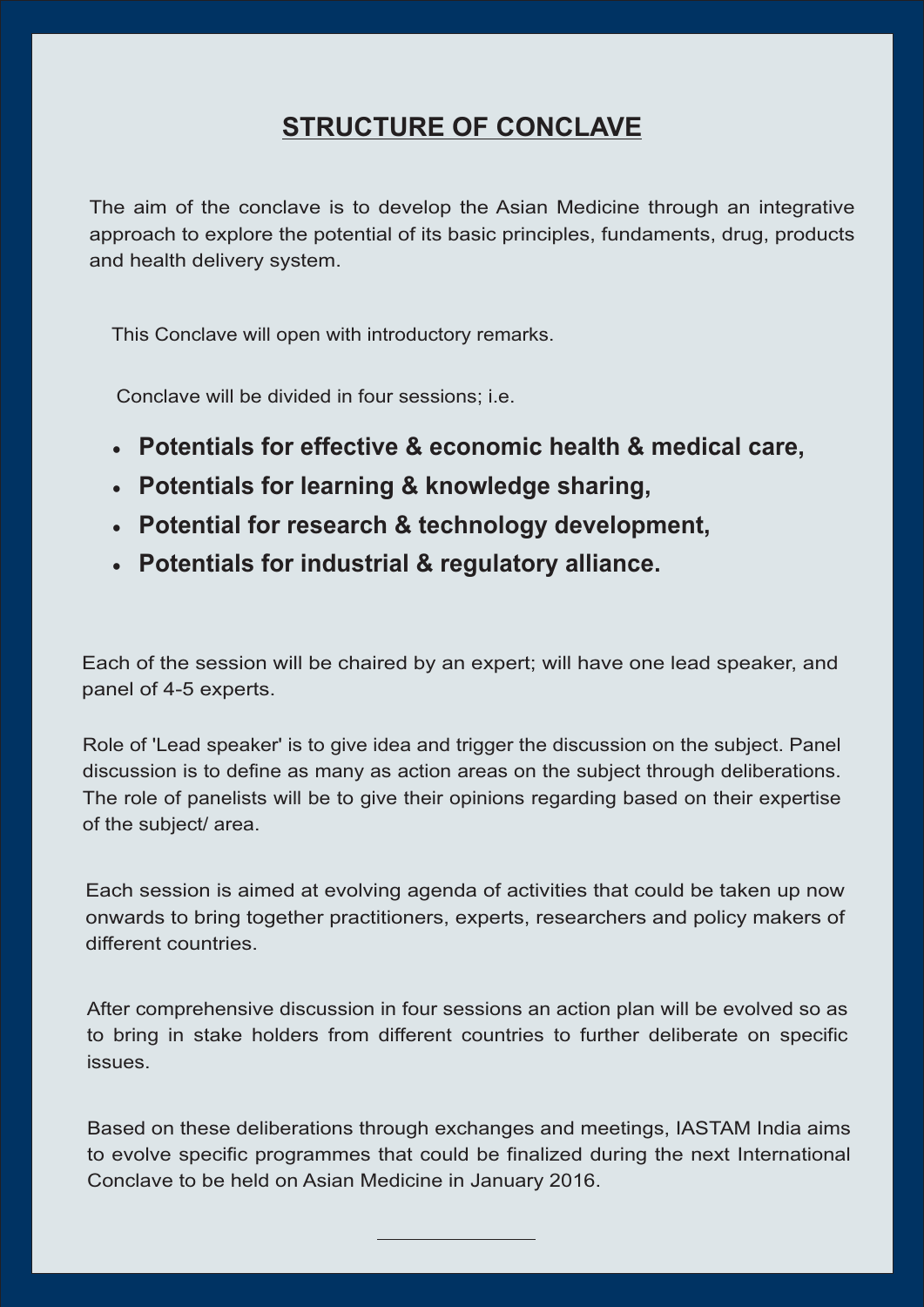## STRUCTURE OF CONCLAVE

The aim of the conclave is to develop the Asian Medicine through an integrative approach to explore the potential of its basic principles, fundaments, drug, products and health delivery system.

This Conclave will open with introductory remarks.

Conclave will be divided in four sessions; i.e.

- **Potentials for effective & economic health & medical care,**
- **Potentials for learning & knowledge sharing,**
- **Potential for research & technology development,**
- **Potentials for industrial & regulatory alliance.**

Each of the session will be chaired by an expert; will have one lead speaker, and panel of 4-5 experts.

Role of 'Lead speaker' is to give idea and trigger the discussion on the subject. Panel discussion is to define as many as action areas on the subject through deliberations. The role of panelists will be to give their opinions regarding based on their expertise of the subject/ area.

Each session is aimed at evolving agenda of activities that could be taken up now onwards to bring together practitioners, experts, researchers and policy makers of different countries.

After comprehensive discussion in four sessions an action plan will be evolved so as to bring in stake holders from different countries to further deliberate on specific issues.

Based on these deliberations through exchanges and meetings, IASTAM India aims to evolve specific programmes that could be finalized during the next International Conclave to be held on Asian Medicine in January 2016.